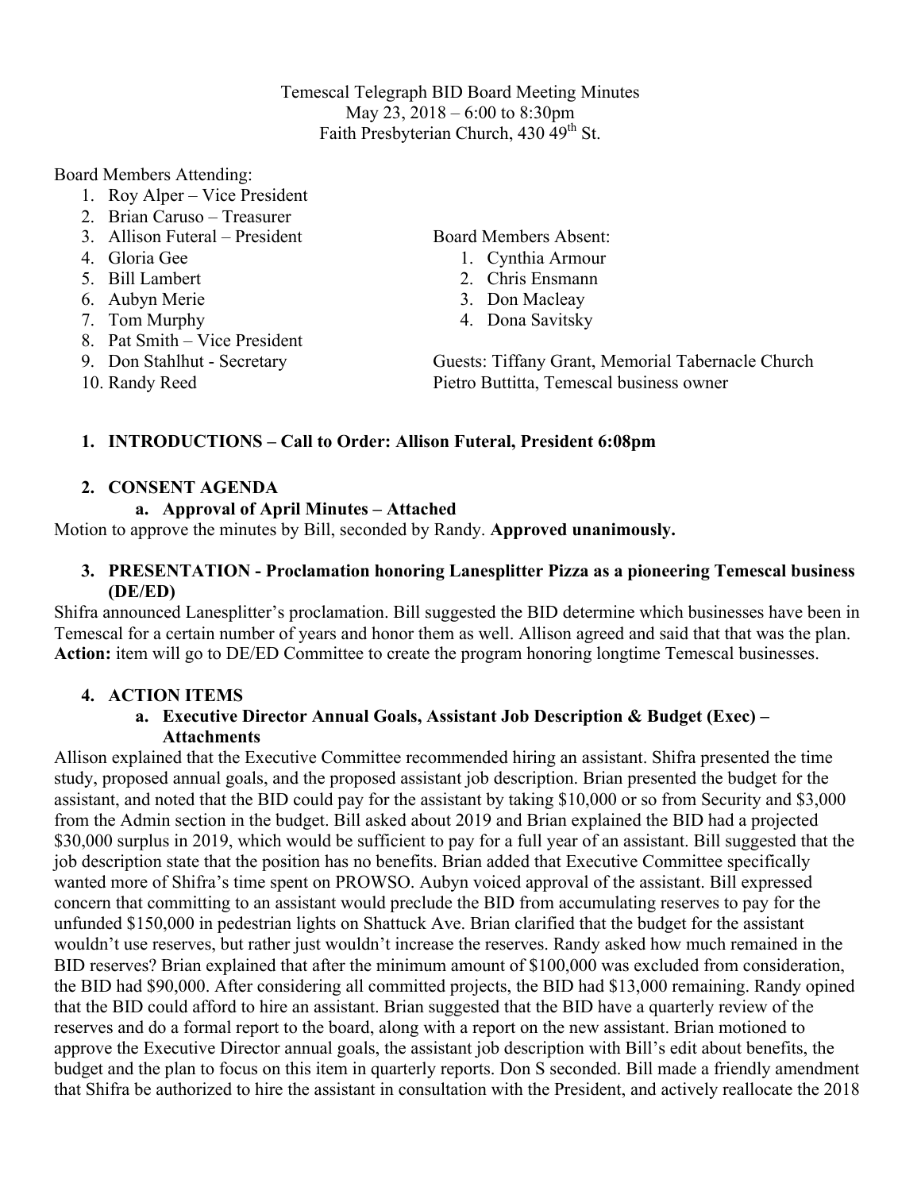Temescal Telegraph BID Board Meeting Minutes
May 23, 2018 – 6:00 to 8:30pm
Faith Presbyterian Church, 430 49th St.

Board Members Attending:

1. Roy Alper – Vice President
2. Brian Caruso – Treasurer
3. Allison Futeral – President
4. Gloria Gee
5. Bill Lambert
6. Aubyn Merie
7. Tom Murphy
8. Pat Smith – Vice President
9. Don Stahlhut - Secretary
10. Randy Reed

Board Members Absent:

1. Cynthia Armour
2. Chris Ensmann
3. Don Macleay
4. Dona Savitsky

Guests: Tiffany Grant, Memorial Tabernacle Church
Pietro Buttitta, Temescal business owner

## 1. INTRODUCTIONS – Call to Order: Allison Futeral, President 6:08pm

## 2. CONSENT AGENDA

### a. Approval of April Minutes – Attached

Motion to approve the minutes by Bill, seconded by Randy. **Approved unanimously.**

## 3. PRESENTATION - Proclamation honoring Lanesplitter Pizza as a pioneering Temescal business (DE/ED)

Shifra announced Lanesplitter's proclamation. Bill suggested the BID determine which businesses have been in Temescal for a certain number of years and honor them as well. Allison agreed and said that that was the plan. **Action:** item will go to DE/ED Committee to create the program honoring longtime Temescal businesses.

## 4. ACTION ITEMS

### a. Executive Director Annual Goals, Assistant Job Description & Budget (Exec) – Attachments

Allison explained that the Executive Committee recommended hiring an assistant. Shifra presented the time study, proposed annual goals, and the proposed assistant job description. Brian presented the budget for the assistant, and noted that the BID could pay for the assistant by taking $10,000 or so from Security and $3,000 from the Admin section in the budget. Bill asked about 2019 and Brian explained the BID had a projected $30,000 surplus in 2019, which would be sufficient to pay for a full year of an assistant. Bill suggested that the job description state that the position has no benefits. Brian added that Executive Committee specifically wanted more of Shifra's time spent on PROWSO. Aubyn voiced approval of the assistant. Bill expressed concern that committing to an assistant would preclude the BID from accumulating reserves to pay for the unfunded $150,000 in pedestrian lights on Shattuck Ave. Brian clarified that the budget for the assistant wouldn't use reserves, but rather just wouldn't increase the reserves. Randy asked how much remained in the BID reserves? Brian explained that after the minimum amount of $100,000 was excluded from consideration, the BID had $90,000. After considering all committed projects, the BID had $13,000 remaining. Randy opined that the BID could afford to hire an assistant. Brian suggested that the BID have a quarterly review of the reserves and do a formal report to the board, along with a report on the new assistant. Brian motioned to approve the Executive Director annual goals, the assistant job description with Bill's edit about benefits, the budget and the plan to focus on this item in quarterly reports. Don S seconded. Bill made a friendly amendment that Shifra be authorized to hire the assistant in consultation with the President, and actively reallocate the 2018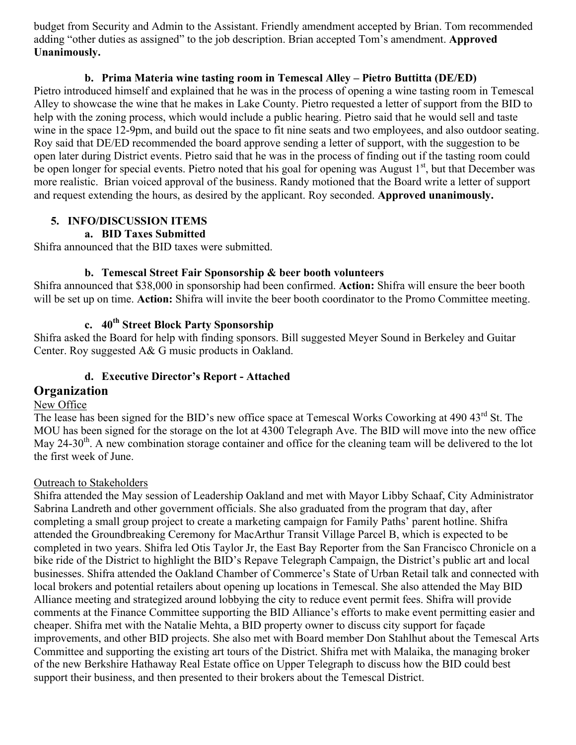budget from Security and Admin to the Assistant. Friendly amendment accepted by Brian. Tom recommended adding "other duties as assigned" to the job description. Brian accepted Tom's amendment. **Approved Unanimously.**

**b. Prima Materia wine tasting room in Temescal Alley – Pietro Buttitta (DE/ED)**

Pietro introduced himself and explained that he was in the process of opening a wine tasting room in Temescal Alley to showcase the wine that he makes in Lake County. Pietro requested a letter of support from the BID to help with the zoning process, which would include a public hearing. Pietro said that he would sell and taste wine in the space 12-9pm, and build out the space to fit nine seats and two employees, and also outdoor seating. Roy said that DE/ED recommended the board approve sending a letter of support, with the suggestion to be open later during District events. Pietro said that he was in the process of finding out if the tasting room could be open longer for special events. Pietro noted that his goal for opening was August 1st, but that December was more realistic. Brian voiced approval of the business. Randy motioned that the Board write a letter of support and request extending the hours, as desired by the applicant. Roy seconded. **Approved unanimously.**

**5. INFO/DISCUSSION ITEMS**

**a. BID Taxes Submitted**

Shifra announced that the BID taxes were submitted.

**b. Temescal Street Fair Sponsorship & beer booth volunteers**

Shifra announced that $38,000 in sponsorship had been confirmed. **Action:** Shifra will ensure the beer booth will be set up on time. **Action:** Shifra will invite the beer booth coordinator to the Promo Committee meeting.

**c. 40th Street Block Party Sponsorship**

Shifra asked the Board for help with finding sponsors. Bill suggested Meyer Sound in Berkeley and Guitar Center. Roy suggested A& G music products in Oakland.

**d. Executive Director's Report - Attached**

## Organization

New Office

The lease has been signed for the BID's new office space at Temescal Works Coworking at 490 43rd St. The MOU has been signed for the storage on the lot at 4300 Telegraph Ave. The BID will move into the new office May 24-30th. A new combination storage container and office for the cleaning team will be delivered to the lot the first week of June.

Outreach to Stakeholders

Shifra attended the May session of Leadership Oakland and met with Mayor Libby Schaaf, City Administrator Sabrina Landreth and other government officials. She also graduated from the program that day, after completing a small group project to create a marketing campaign for Family Paths' parent hotline. Shifra attended the Groundbreaking Ceremony for MacArthur Transit Village Parcel B, which is expected to be completed in two years. Shifra led Otis Taylor Jr, the East Bay Reporter from the San Francisco Chronicle on a bike ride of the District to highlight the BID's Repave Telegraph Campaign, the District's public art and local businesses. Shifra attended the Oakland Chamber of Commerce's State of Urban Retail talk and connected with local brokers and potential retailers about opening up locations in Temescal. She also attended the May BID Alliance meeting and strategized around lobbying the city to reduce event permit fees. Shifra will provide comments at the Finance Committee supporting the BID Alliance's efforts to make event permitting easier and cheaper. Shifra met with the Natalie Mehta, a BID property owner to discuss city support for façade improvements, and other BID projects. She also met with Board member Don Stahlhut about the Temescal Arts Committee and supporting the existing art tours of the District. Shifra met with Malaika, the managing broker of the new Berkshire Hathaway Real Estate office on Upper Telegraph to discuss how the BID could best support their business, and then presented to their brokers about the Temescal District.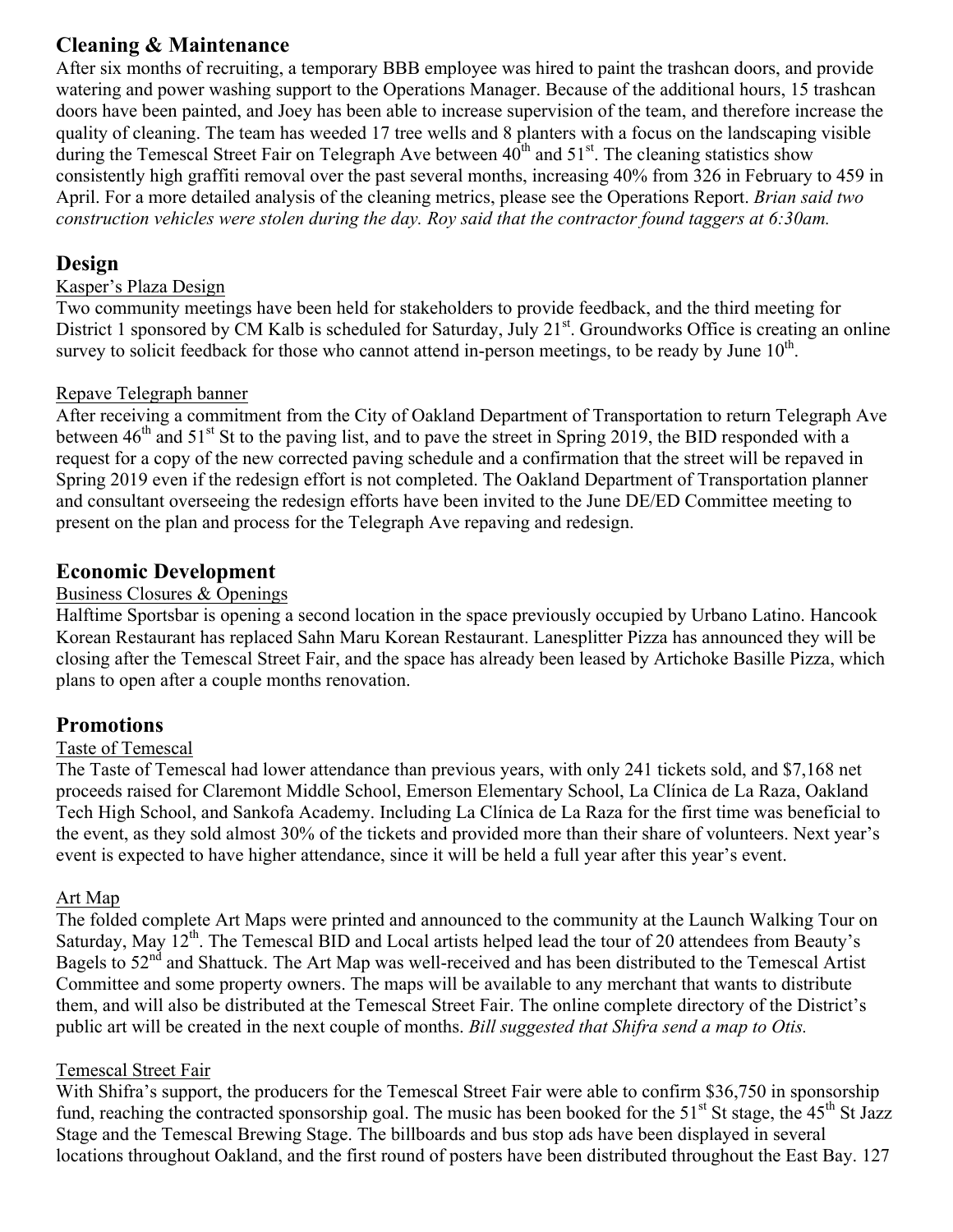## Cleaning & Maintenance

After six months of recruiting, a temporary BBB employee was hired to paint the trashcan doors, and provide watering and power washing support to the Operations Manager. Because of the additional hours, 15 trashcan doors have been painted, and Joey has been able to increase supervision of the team, and therefore increase the quality of cleaning. The team has weeded 17 tree wells and 8 planters with a focus on the landscaping visible during the Temescal Street Fair on Telegraph Ave between 40th and 51st. The cleaning statistics show consistently high graffiti removal over the past several months, increasing 40% from 326 in February to 459 in April. For a more detailed analysis of the cleaning metrics, please see the Operations Report. *Brian said two construction vehicles were stolen during the day. Roy said that the contractor found taggers at 6:30am.*

## Design

Kasper's Plaza Design

Two community meetings have been held for stakeholders to provide feedback, and the third meeting for District 1 sponsored by CM Kalb is scheduled for Saturday, July 21st. Groundworks Office is creating an online survey to solicit feedback for those who cannot attend in-person meetings, to be ready by June 10th.

Repave Telegraph banner

After receiving a commitment from the City of Oakland Department of Transportation to return Telegraph Ave between 46th and 51st St to the paving list, and to pave the street in Spring 2019, the BID responded with a request for a copy of the new corrected paving schedule and a confirmation that the street will be repaved in Spring 2019 even if the redesign effort is not completed. The Oakland Department of Transportation planner and consultant overseeing the redesign efforts have been invited to the June DE/ED Committee meeting to present on the plan and process for the Telegraph Ave repaving and redesign.

## Economic Development

Business Closures & Openings

Halftime Sportsbar is opening a second location in the space previously occupied by Urbano Latino. Hancook Korean Restaurant has replaced Sahn Maru Korean Restaurant. Lanesplitter Pizza has announced they will be closing after the Temescal Street Fair, and the space has already been leased by Artichoke Basille Pizza, which plans to open after a couple months renovation.

## Promotions

Taste of Temescal

The Taste of Temescal had lower attendance than previous years, with only 241 tickets sold, and $7,168 net proceeds raised for Claremont Middle School, Emerson Elementary School, La Clínica de La Raza, Oakland Tech High School, and Sankofa Academy. Including La Clínica de La Raza for the first time was beneficial to the event, as they sold almost 30% of the tickets and provided more than their share of volunteers. Next year's event is expected to have higher attendance, since it will be held a full year after this year's event.

Art Map

The folded complete Art Maps were printed and announced to the community at the Launch Walking Tour on Saturday, May 12th. The Temescal BID and Local artists helped lead the tour of 20 attendees from Beauty's Bagels to 52nd and Shattuck. The Art Map was well-received and has been distributed to the Temescal Artist Committee and some property owners. The maps will be available to any merchant that wants to distribute them, and will also be distributed at the Temescal Street Fair. The online complete directory of the District's public art will be created in the next couple of months. *Bill suggested that Shifra send a map to Otis.*

Temescal Street Fair

With Shifra's support, the producers for the Temescal Street Fair were able to confirm $36,750 in sponsorship fund, reaching the contracted sponsorship goal. The music has been booked for the 51st St stage, the 45th St Jazz Stage and the Temescal Brewing Stage. The billboards and bus stop ads have been displayed in several locations throughout Oakland, and the first round of posters have been distributed throughout the East Bay. 127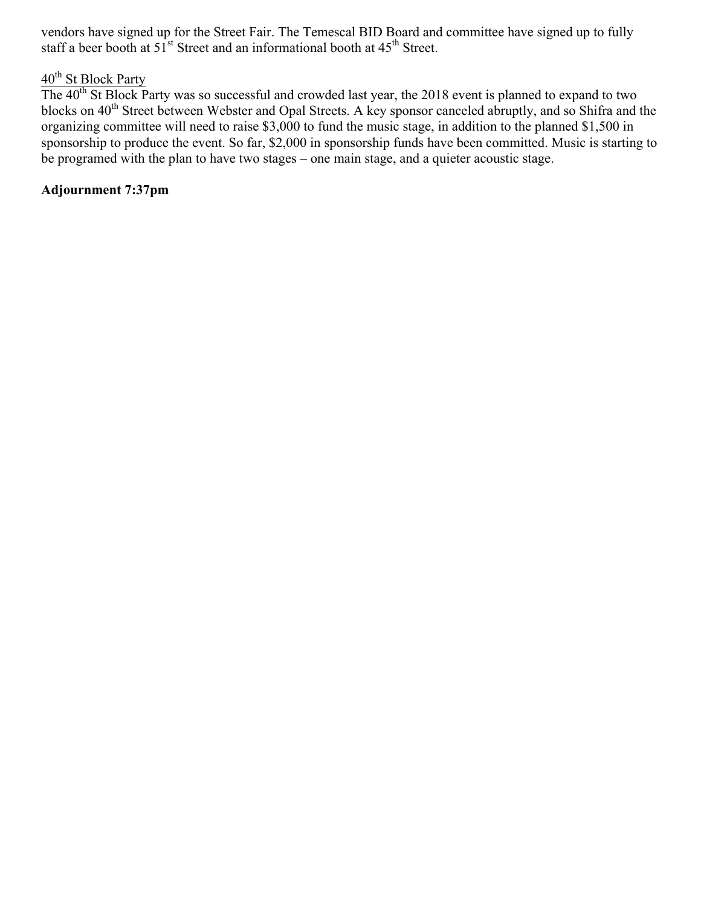vendors have signed up for the Street Fair. The Temescal BID Board and committee have signed up to fully staff a beer booth at 51st Street and an informational booth at 45th Street.

40th St Block Party

The 40th St Block Party was so successful and crowded last year, the 2018 event is planned to expand to two blocks on 40th Street between Webster and Opal Streets. A key sponsor canceled abruptly, and so Shifra and the organizing committee will need to raise $3,000 to fund the music stage, in addition to the planned $1,500 in sponsorship to produce the event. So far, $2,000 in sponsorship funds have been committed. Music is starting to be programed with the plan to have two stages – one main stage, and a quieter acoustic stage.

**Adjournment 7:37pm**